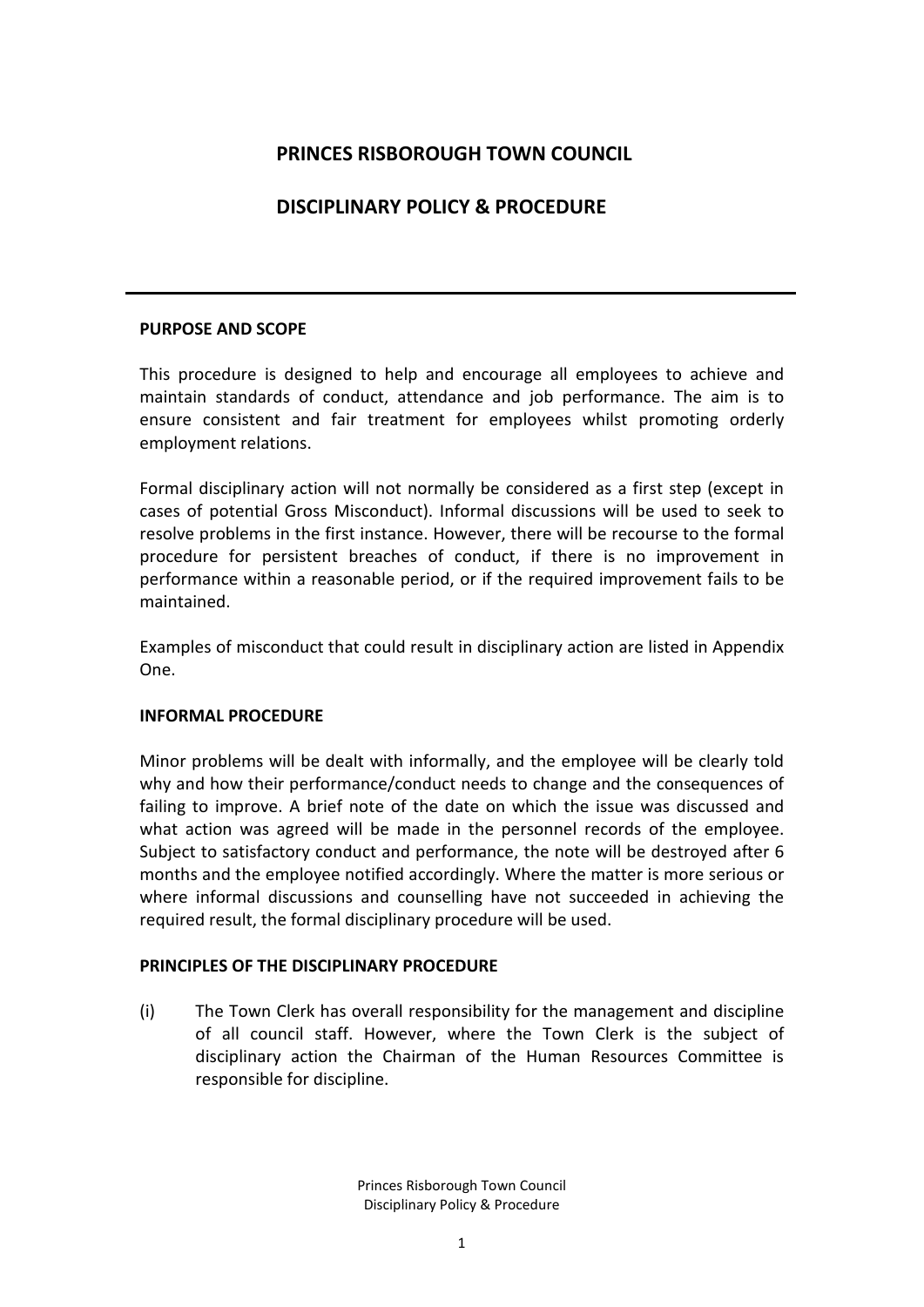# PRINCES RISBOROUGH TOWN COUNCIL

# DISCIPLINARY POLICY & PROCEDURE

---

**PURPOSE AND SCOPE**

This procedure is designed to help and encourage all employees to achieve and maintain standards of conduct, attendance and job performance. The aim is to ensure consistent and fair treatment for employees whilst promoting orderly employment relations.

Formal disciplinary action will not normally be considered as a first step (except in cases of potential Gross Misconduct). Informal discussions will be used to seek to resolve problems in the first instance. However, there will be recourse to the formal procedure for persistent breaches of conduct, if there is no improvement in performance within a reasonable period, or if the required improvement fails to be maintained.

Examples of misconduct that could result in disciplinary action are listed in Appendix One.

**INFORMAL PROCEDURE**

Minor problems will be dealt with informally, and the employee will be clearly told why and how their performance/conduct needs to change and the consequences of failing to improve. A brief note of the date on which the issue was discussed and what action was agreed will be made in the personnel records of the employee. Subject to satisfactory conduct and performance, the note will be destroyed after 6 months and the employee notified accordingly. Where the matter is more serious or where informal discussions and counselling have not succeeded in achieving the required result, the formal disciplinary procedure will be used.

**PRINCIPLES OF THE DISCIPLINARY PROCEDURE**

(i) The Town Clerk has overall responsibility for the management and discipline of all council staff. However, where the Town Clerk is the subject of disciplinary action the Chairman of the Human Resources Committee is responsible for discipline.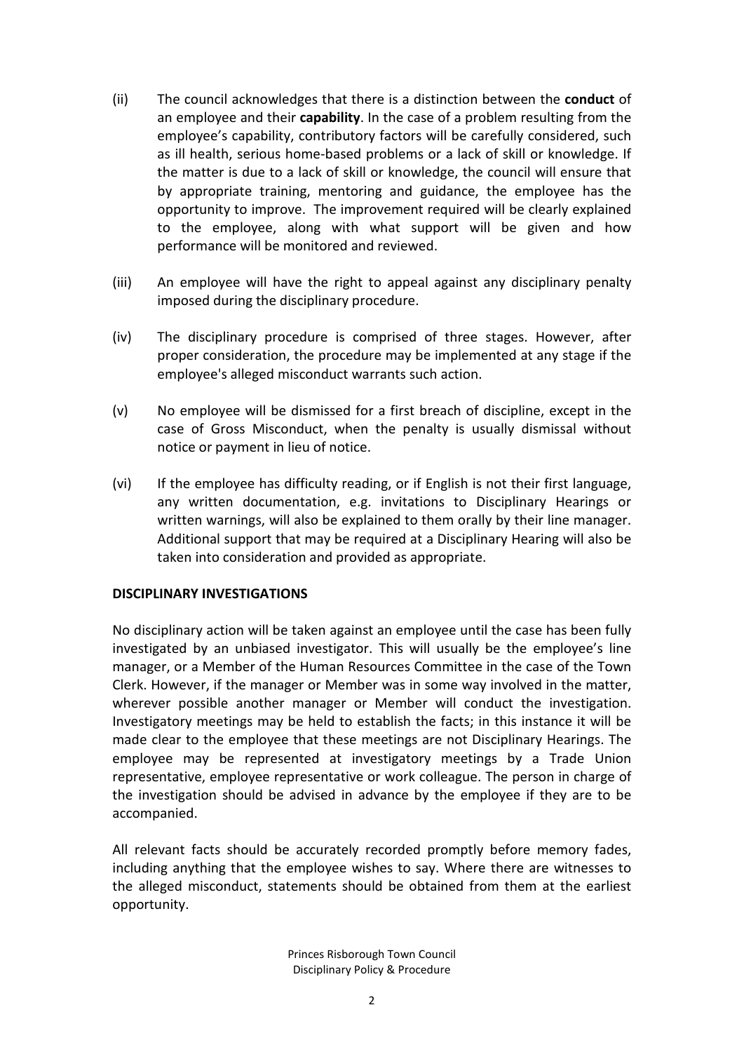(ii) The council acknowledges that there is a distinction between the **conduct** of an employee and their **capability**. In the case of a problem resulting from the employee's capability, contributory factors will be carefully considered, such as ill health, serious home-based problems or a lack of skill or knowledge. If the matter is due to a lack of skill or knowledge, the council will ensure that by appropriate training, mentoring and guidance, the employee has the opportunity to improve. The improvement required will be clearly explained to the employee, along with what support will be given and how performance will be monitored and reviewed.

(iii) An employee will have the right to appeal against any disciplinary penalty imposed during the disciplinary procedure.

(iv) The disciplinary procedure is comprised of three stages. However, after proper consideration, the procedure may be implemented at any stage if the employee's alleged misconduct warrants such action.

(v) No employee will be dismissed for a first breach of discipline, except in the case of Gross Misconduct, when the penalty is usually dismissal without notice or payment in lieu of notice.

(vi) If the employee has difficulty reading, or if English is not their first language, any written documentation, e.g. invitations to Disciplinary Hearings or written warnings, will also be explained to them orally by their line manager. Additional support that may be required at a Disciplinary Hearing will also be taken into consideration and provided as appropriate.

**DISCIPLINARY INVESTIGATIONS**

No disciplinary action will be taken against an employee until the case has been fully investigated by an unbiased investigator. This will usually be the employee's line manager, or a Member of the Human Resources Committee in the case of the Town Clerk. However, if the manager or Member was in some way involved in the matter, wherever possible another manager or Member will conduct the investigation. Investigatory meetings may be held to establish the facts; in this instance it will be made clear to the employee that these meetings are not Disciplinary Hearings. The employee may be represented at investigatory meetings by a Trade Union representative, employee representative or work colleague. The person in charge of the investigation should be advised in advance by the employee if they are to be accompanied.

All relevant facts should be accurately recorded promptly before memory fades, including anything that the employee wishes to say. Where there are witnesses to the alleged misconduct, statements should be obtained from them at the earliest opportunity.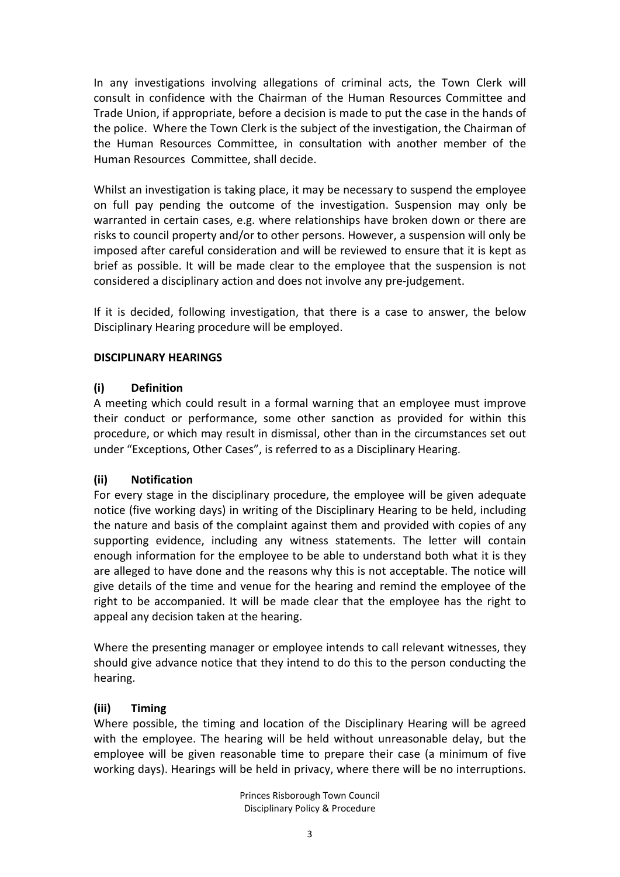In any investigations involving allegations of criminal acts, the Town Clerk will consult in confidence with the Chairman of the Human Resources Committee and Trade Union, if appropriate, before a decision is made to put the case in the hands of the police. Where the Town Clerk is the subject of the investigation, the Chairman of the Human Resources Committee, in consultation with another member of the Human Resources Committee, shall decide.

Whilst an investigation is taking place, it may be necessary to suspend the employee on full pay pending the outcome of the investigation. Suspension may only be warranted in certain cases, e.g. where relationships have broken down or there are risks to council property and/or to other persons. However, a suspension will only be imposed after careful consideration and will be reviewed to ensure that it is kept as brief as possible. It will be made clear to the employee that the suspension is not considered a disciplinary action and does not involve any pre-judgement.

If it is decided, following investigation, that there is a case to answer, the below Disciplinary Hearing procedure will be employed.

## DISCIPLINARY HEARINGS

### (i) Definition

A meeting which could result in a formal warning that an employee must improve their conduct or performance, some other sanction as provided for within this procedure, or which may result in dismissal, other than in the circumstances set out under "Exceptions, Other Cases", is referred to as a Disciplinary Hearing.

### (ii) Notification

For every stage in the disciplinary procedure, the employee will be given adequate notice (five working days) in writing of the Disciplinary Hearing to be held, including the nature and basis of the complaint against them and provided with copies of any supporting evidence, including any witness statements. The letter will contain enough information for the employee to be able to understand both what it is they are alleged to have done and the reasons why this is not acceptable. The notice will give details of the time and venue for the hearing and remind the employee of the right to be accompanied. It will be made clear that the employee has the right to appeal any decision taken at the hearing.

Where the presenting manager or employee intends to call relevant witnesses, they should give advance notice that they intend to do this to the person conducting the hearing.

### (iii) Timing

Where possible, the timing and location of the Disciplinary Hearing will be agreed with the employee. The hearing will be held without unreasonable delay, but the employee will be given reasonable time to prepare their case (a minimum of five working days). Hearings will be held in privacy, where there will be no interruptions.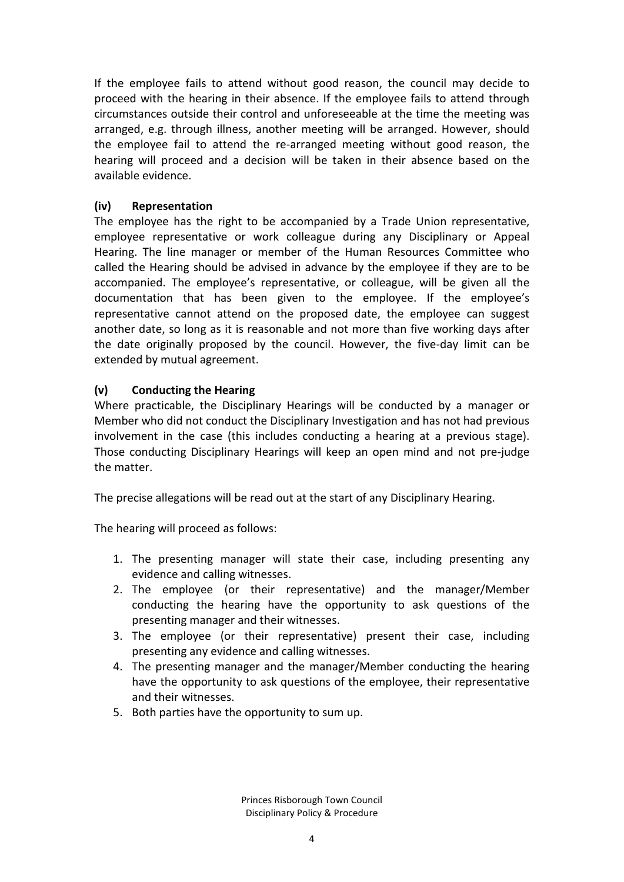If the employee fails to attend without good reason, the council may decide to proceed with the hearing in their absence. If the employee fails to attend through circumstances outside their control and unforeseeable at the time the meeting was arranged, e.g. through illness, another meeting will be arranged. However, should the employee fail to attend the re-arranged meeting without good reason, the hearing will proceed and a decision will be taken in their absence based on the available evidence.

### (iv) Representation

The employee has the right to be accompanied by a Trade Union representative, employee representative or work colleague during any Disciplinary or Appeal Hearing. The line manager or member of the Human Resources Committee who called the Hearing should be advised in advance by the employee if they are to be accompanied. The employee's representative, or colleague, will be given all the documentation that has been given to the employee. If the employee's representative cannot attend on the proposed date, the employee can suggest another date, so long as it is reasonable and not more than five working days after the date originally proposed by the council. However, the five-day limit can be extended by mutual agreement.

### (v) Conducting the Hearing

Where practicable, the Disciplinary Hearings will be conducted by a manager or Member who did not conduct the Disciplinary Investigation and has not had previous involvement in the case (this includes conducting a hearing at a previous stage). Those conducting Disciplinary Hearings will keep an open mind and not pre-judge the matter.

The precise allegations will be read out at the start of any Disciplinary Hearing.

The hearing will proceed as follows:

1. The presenting manager will state their case, including presenting any evidence and calling witnesses.
2. The employee (or their representative) and the manager/Member conducting the hearing have the opportunity to ask questions of the presenting manager and their witnesses.
3. The employee (or their representative) present their case, including presenting any evidence and calling witnesses.
4. The presenting manager and the manager/Member conducting the hearing have the opportunity to ask questions of the employee, their representative and their witnesses.
5. Both parties have the opportunity to sum up.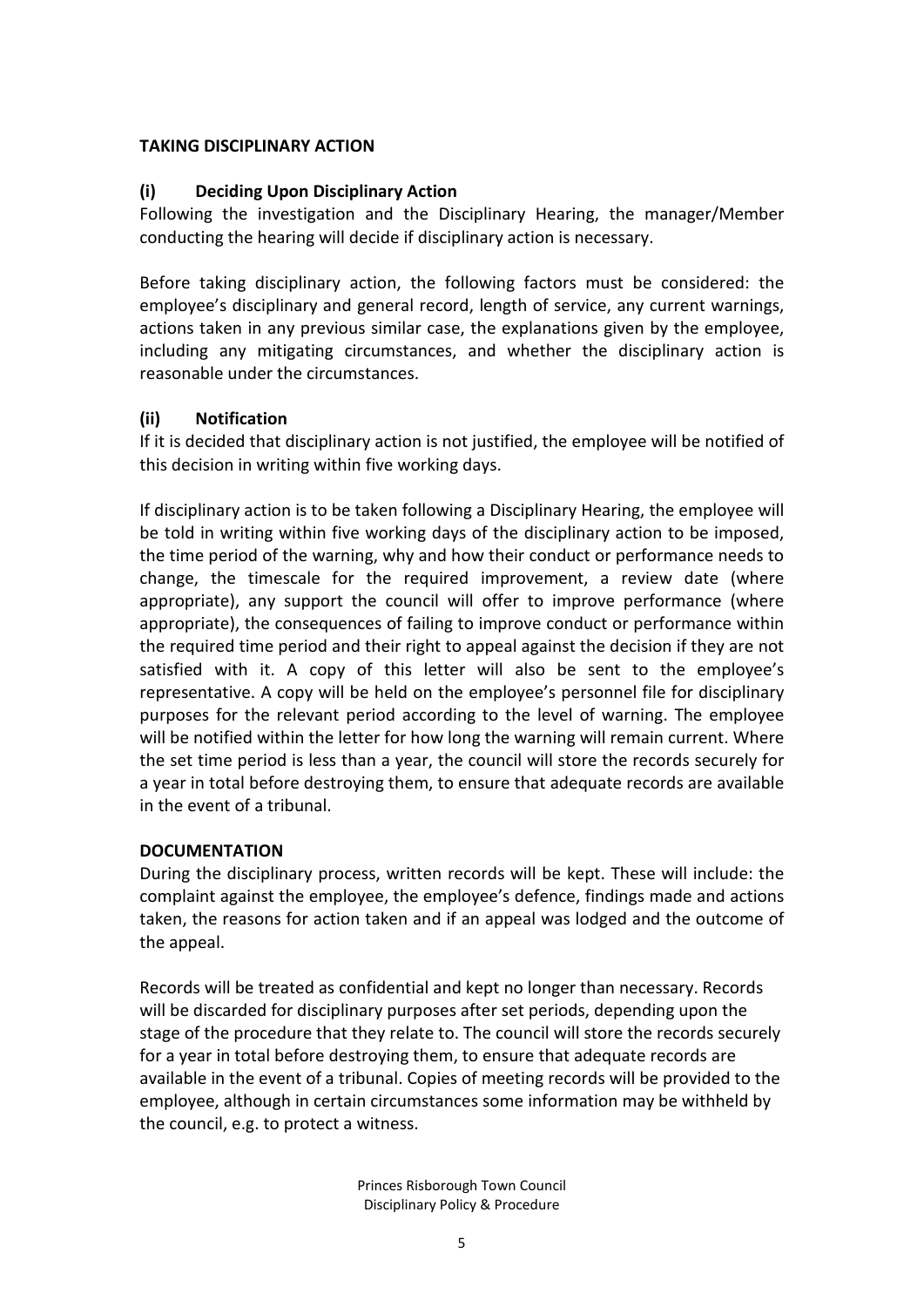## TAKING DISCIPLINARY ACTION

### (i) Deciding Upon Disciplinary Action

Following the investigation and the Disciplinary Hearing, the manager/Member conducting the hearing will decide if disciplinary action is necessary.

Before taking disciplinary action, the following factors must be considered: the employee's disciplinary and general record, length of service, any current warnings, actions taken in any previous similar case, the explanations given by the employee, including any mitigating circumstances, and whether the disciplinary action is reasonable under the circumstances.

### (ii) Notification

If it is decided that disciplinary action is not justified, the employee will be notified of this decision in writing within five working days.

If disciplinary action is to be taken following a Disciplinary Hearing, the employee will be told in writing within five working days of the disciplinary action to be imposed, the time period of the warning, why and how their conduct or performance needs to change, the timescale for the required improvement, a review date (where appropriate), any support the council will offer to improve performance (where appropriate), the consequences of failing to improve conduct or performance within the required time period and their right to appeal against the decision if they are not satisfied with it. A copy of this letter will also be sent to the employee's representative. A copy will be held on the employee's personnel file for disciplinary purposes for the relevant period according to the level of warning. The employee will be notified within the letter for how long the warning will remain current. Where the set time period is less than a year, the council will store the records securely for a year in total before destroying them, to ensure that adequate records are available in the event of a tribunal.

## DOCUMENTATION

During the disciplinary process, written records will be kept. These will include: the complaint against the employee, the employee's defence, findings made and actions taken, the reasons for action taken and if an appeal was lodged and the outcome of the appeal.

Records will be treated as confidential and kept no longer than necessary. Records will be discarded for disciplinary purposes after set periods, depending upon the stage of the procedure that they relate to. The council will store the records securely for a year in total before destroying them, to ensure that adequate records are available in the event of a tribunal. Copies of meeting records will be provided to the employee, although in certain circumstances some information may be withheld by the council, e.g. to protect a witness.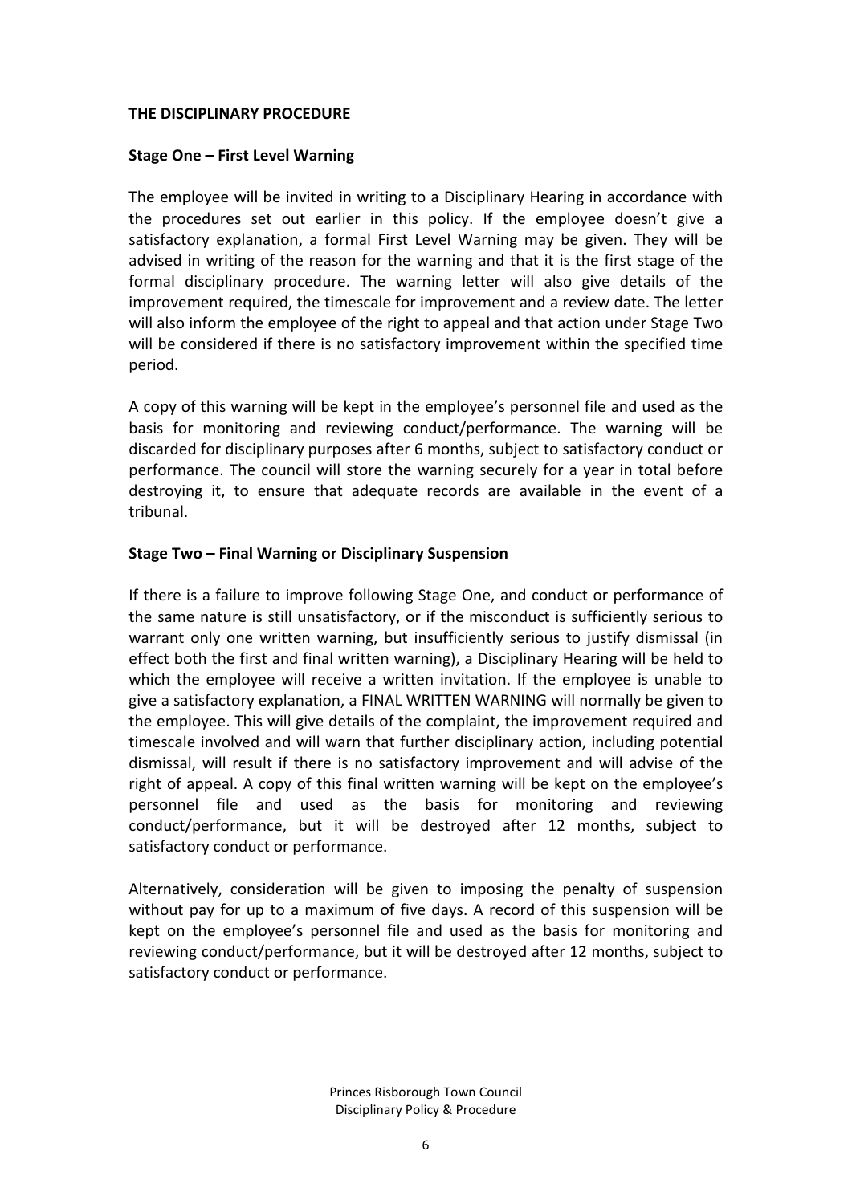**THE DISCIPLINARY PROCEDURE**

**Stage One – First Level Warning**

The employee will be invited in writing to a Disciplinary Hearing in accordance with the procedures set out earlier in this policy. If the employee doesn't give a satisfactory explanation, a formal First Level Warning may be given. They will be advised in writing of the reason for the warning and that it is the first stage of the formal disciplinary procedure. The warning letter will also give details of the improvement required, the timescale for improvement and a review date. The letter will also inform the employee of the right to appeal and that action under Stage Two will be considered if there is no satisfactory improvement within the specified time period.

A copy of this warning will be kept in the employee's personnel file and used as the basis for monitoring and reviewing conduct/performance. The warning will be discarded for disciplinary purposes after 6 months, subject to satisfactory conduct or performance. The council will store the warning securely for a year in total before destroying it, to ensure that adequate records are available in the event of a tribunal.

**Stage Two – Final Warning or Disciplinary Suspension**

If there is a failure to improve following Stage One, and conduct or performance of the same nature is still unsatisfactory, or if the misconduct is sufficiently serious to warrant only one written warning, but insufficiently serious to justify dismissal (in effect both the first and final written warning), a Disciplinary Hearing will be held to which the employee will receive a written invitation. If the employee is unable to give a satisfactory explanation, a FINAL WRITTEN WARNING will normally be given to the employee. This will give details of the complaint, the improvement required and timescale involved and will warn that further disciplinary action, including potential dismissal, will result if there is no satisfactory improvement and will advise of the right of appeal. A copy of this final written warning will be kept on the employee's personnel file and used as the basis for monitoring and reviewing conduct/performance, but it will be destroyed after 12 months, subject to satisfactory conduct or performance.

Alternatively, consideration will be given to imposing the penalty of suspension without pay for up to a maximum of five days. A record of this suspension will be kept on the employee's personnel file and used as the basis for monitoring and reviewing conduct/performance, but it will be destroyed after 12 months, subject to satisfactory conduct or performance.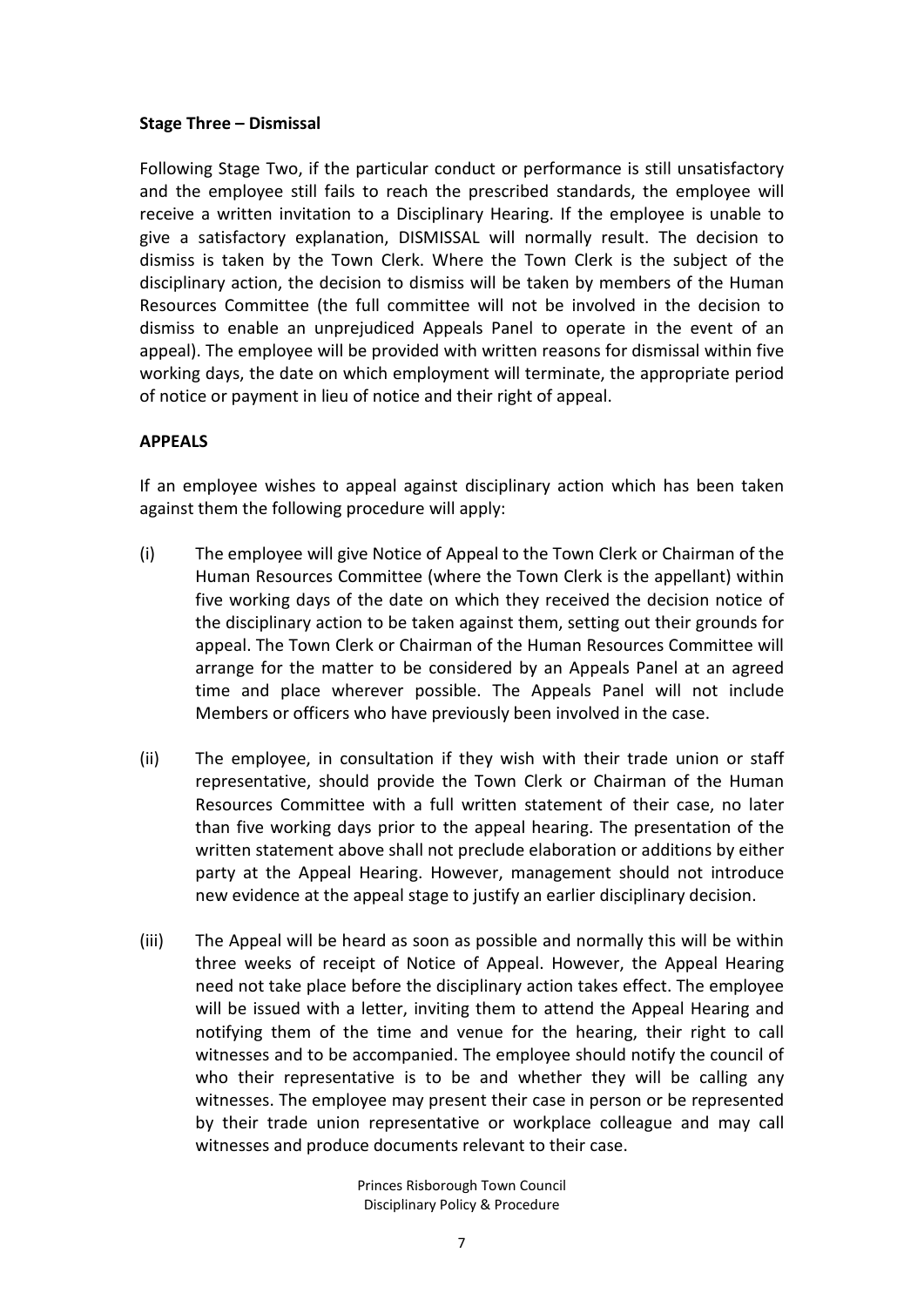**Stage Three – Dismissal**

Following Stage Two, if the particular conduct or performance is still unsatisfactory and the employee still fails to reach the prescribed standards, the employee will receive a written invitation to a Disciplinary Hearing. If the employee is unable to give a satisfactory explanation, DISMISSAL will normally result. The decision to dismiss is taken by the Town Clerk. Where the Town Clerk is the subject of the disciplinary action, the decision to dismiss will be taken by members of the Human Resources Committee (the full committee will not be involved in the decision to dismiss to enable an unprejudiced Appeals Panel to operate in the event of an appeal). The employee will be provided with written reasons for dismissal within five working days, the date on which employment will terminate, the appropriate period of notice or payment in lieu of notice and their right of appeal.

**APPEALS**

If an employee wishes to appeal against disciplinary action which has been taken against them the following procedure will apply:

(i) The employee will give Notice of Appeal to the Town Clerk or Chairman of the Human Resources Committee (where the Town Clerk is the appellant) within five working days of the date on which they received the decision notice of the disciplinary action to be taken against them, setting out their grounds for appeal. The Town Clerk or Chairman of the Human Resources Committee will arrange for the matter to be considered by an Appeals Panel at an agreed time and place wherever possible. The Appeals Panel will not include Members or officers who have previously been involved in the case.

(ii) The employee, in consultation if they wish with their trade union or staff representative, should provide the Town Clerk or Chairman of the Human Resources Committee with a full written statement of their case, no later than five working days prior to the appeal hearing. The presentation of the written statement above shall not preclude elaboration or additions by either party at the Appeal Hearing. However, management should not introduce new evidence at the appeal stage to justify an earlier disciplinary decision.

(iii) The Appeal will be heard as soon as possible and normally this will be within three weeks of receipt of Notice of Appeal. However, the Appeal Hearing need not take place before the disciplinary action takes effect. The employee will be issued with a letter, inviting them to attend the Appeal Hearing and notifying them of the time and venue for the hearing, their right to call witnesses and to be accompanied. The employee should notify the council of who their representative is to be and whether they will be calling any witnesses. The employee may present their case in person or be represented by their trade union representative or workplace colleague and may call witnesses and produce documents relevant to their case.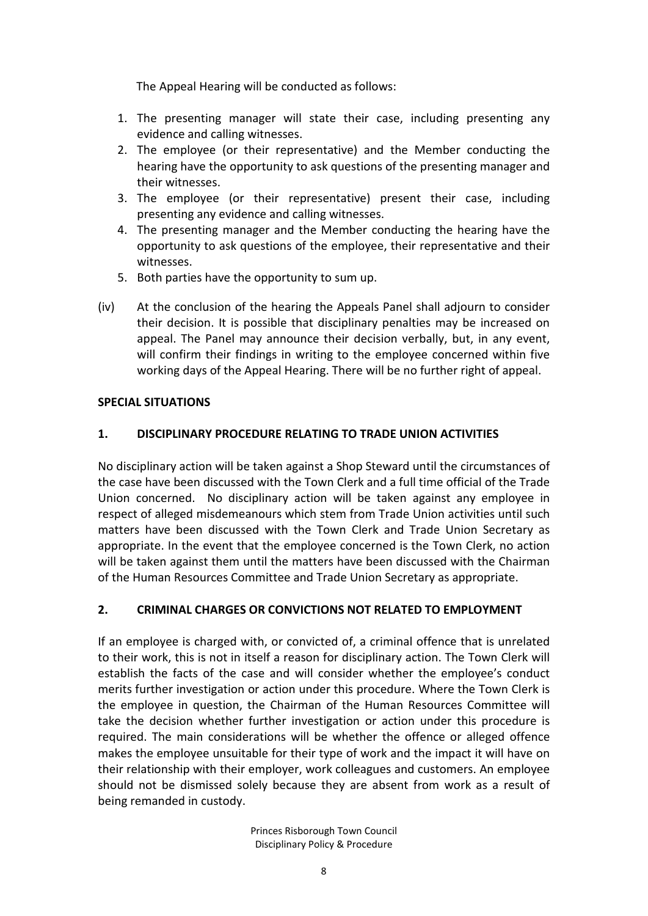The Appeal Hearing will be conducted as follows:

1. The presenting manager will state their case, including presenting any evidence and calling witnesses.
2. The employee (or their representative) and the Member conducting the hearing have the opportunity to ask questions of the presenting manager and their witnesses.
3. The employee (or their representative) present their case, including presenting any evidence and calling witnesses.
4. The presenting manager and the Member conducting the hearing have the opportunity to ask questions of the employee, their representative and their witnesses.
5. Both parties have the opportunity to sum up.

(iv) At the conclusion of the hearing the Appeals Panel shall adjourn to consider their decision. It is possible that disciplinary penalties may be increased on appeal. The Panel may announce their decision verbally, but, in any event, will confirm their findings in writing to the employee concerned within five working days of the Appeal Hearing. There will be no further right of appeal.

**SPECIAL SITUATIONS**

**1. DISCIPLINARY PROCEDURE RELATING TO TRADE UNION ACTIVITIES**

No disciplinary action will be taken against a Shop Steward until the circumstances of the case have been discussed with the Town Clerk and a full time official of the Trade Union concerned. No disciplinary action will be taken against any employee in respect of alleged misdemeanours which stem from Trade Union activities until such matters have been discussed with the Town Clerk and Trade Union Secretary as appropriate. In the event that the employee concerned is the Town Clerk, no action will be taken against them until the matters have been discussed with the Chairman of the Human Resources Committee and Trade Union Secretary as appropriate.

**2. CRIMINAL CHARGES OR CONVICTIONS NOT RELATED TO EMPLOYMENT**

If an employee is charged with, or convicted of, a criminal offence that is unrelated to their work, this is not in itself a reason for disciplinary action. The Town Clerk will establish the facts of the case and will consider whether the employee's conduct merits further investigation or action under this procedure. Where the Town Clerk is the employee in question, the Chairman of the Human Resources Committee will take the decision whether further investigation or action under this procedure is required. The main considerations will be whether the offence or alleged offence makes the employee unsuitable for their type of work and the impact it will have on their relationship with their employer, work colleagues and customers. An employee should not be dismissed solely because they are absent from work as a result of being remanded in custody.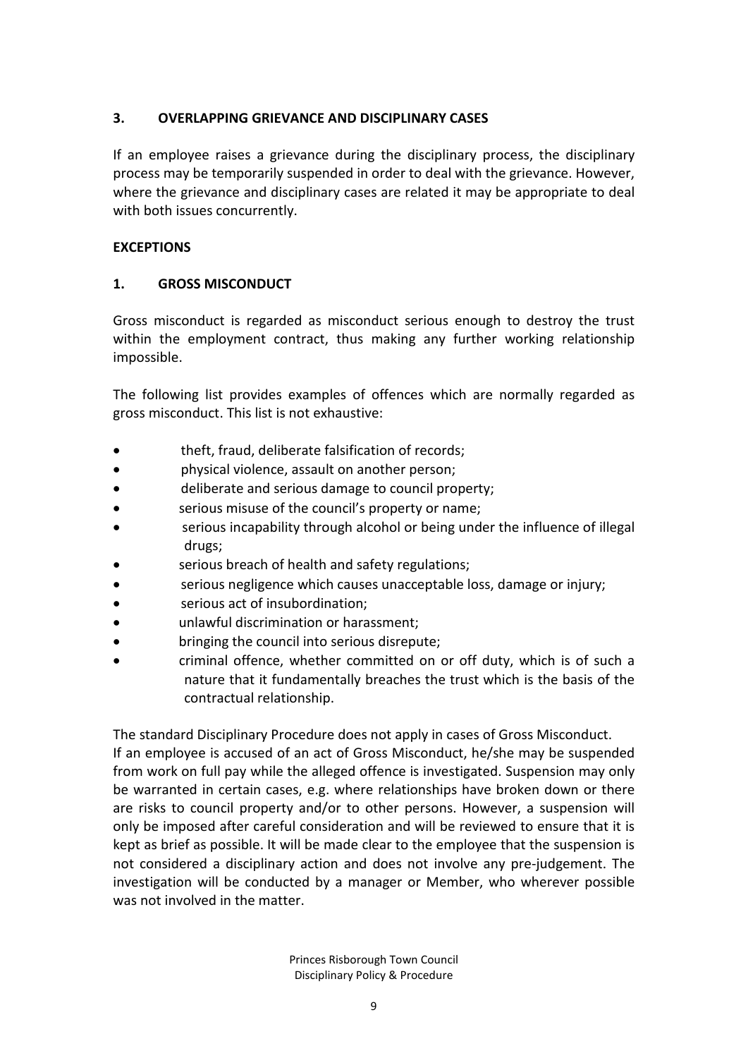## 3. OVERLAPPING GRIEVANCE AND DISCIPLINARY CASES

If an employee raises a grievance during the disciplinary process, the disciplinary process may be temporarily suspended in order to deal with the grievance. However, where the grievance and disciplinary cases are related it may be appropriate to deal with both issues concurrently.

## EXCEPTIONS

## 1. GROSS MISCONDUCT

Gross misconduct is regarded as misconduct serious enough to destroy the trust within the employment contract, thus making any further working relationship impossible.

The following list provides examples of offences which are normally regarded as gross misconduct. This list is not exhaustive:

- theft, fraud, deliberate falsification of records;
- physical violence, assault on another person;
- deliberate and serious damage to council property;
- serious misuse of the council's property or name;
- serious incapability through alcohol or being under the influence of illegal drugs;
- serious breach of health and safety regulations;
- serious negligence which causes unacceptable loss, damage or injury;
- serious act of insubordination;
- unlawful discrimination or harassment;
- bringing the council into serious disrepute;
- criminal offence, whether committed on or off duty, which is of such a nature that it fundamentally breaches the trust which is the basis of the contractual relationship.

The standard Disciplinary Procedure does not apply in cases of Gross Misconduct.
If an employee is accused of an act of Gross Misconduct, he/she may be suspended from work on full pay while the alleged offence is investigated. Suspension may only be warranted in certain cases, e.g. where relationships have broken down or there are risks to council property and/or to other persons. However, a suspension will only be imposed after careful consideration and will be reviewed to ensure that it is kept as brief as possible. It will be made clear to the employee that the suspension is not considered a disciplinary action and does not involve any pre-judgement. The investigation will be conducted by a manager or Member, who wherever possible was not involved in the matter.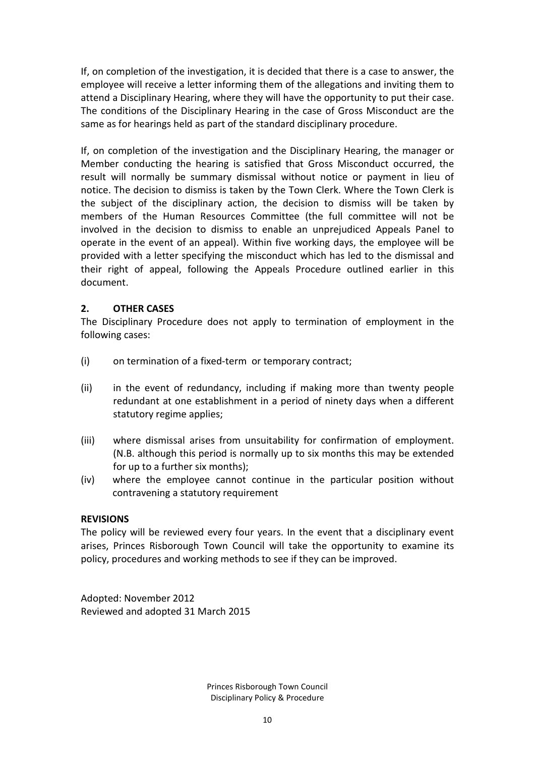If, on completion of the investigation, it is decided that there is a case to answer, the employee will receive a letter informing them of the allegations and inviting them to attend a Disciplinary Hearing, where they will have the opportunity to put their case. The conditions of the Disciplinary Hearing in the case of Gross Misconduct are the same as for hearings held as part of the standard disciplinary procedure.

If, on completion of the investigation and the Disciplinary Hearing, the manager or Member conducting the hearing is satisfied that Gross Misconduct occurred, the result will normally be summary dismissal without notice or payment in lieu of notice. The decision to dismiss is taken by the Town Clerk. Where the Town Clerk is the subject of the disciplinary action, the decision to dismiss will be taken by members of the Human Resources Committee (the full committee will not be involved in the decision to dismiss to enable an unprejudiced Appeals Panel to operate in the event of an appeal). Within five working days, the employee will be provided with a letter specifying the misconduct which has led to the dismissal and their right of appeal, following the Appeals Procedure outlined earlier in this document.

## 2. OTHER CASES

The Disciplinary Procedure does not apply to termination of employment in the following cases:

(i) on termination of a fixed-term or temporary contract;

(ii) in the event of redundancy, including if making more than twenty people redundant at one establishment in a period of ninety days when a different statutory regime applies;

(iii) where dismissal arises from unsuitability for confirmation of employment. (N.B. although this period is normally up to six months this may be extended for up to a further six months);

(iv) where the employee cannot continue in the particular position without contravening a statutory requirement

## REVISIONS

The policy will be reviewed every four years. In the event that a disciplinary event arises, Princes Risborough Town Council will take the opportunity to examine its policy, procedures and working methods to see if they can be improved.

Adopted: November 2012
Reviewed and adopted 31 March 2015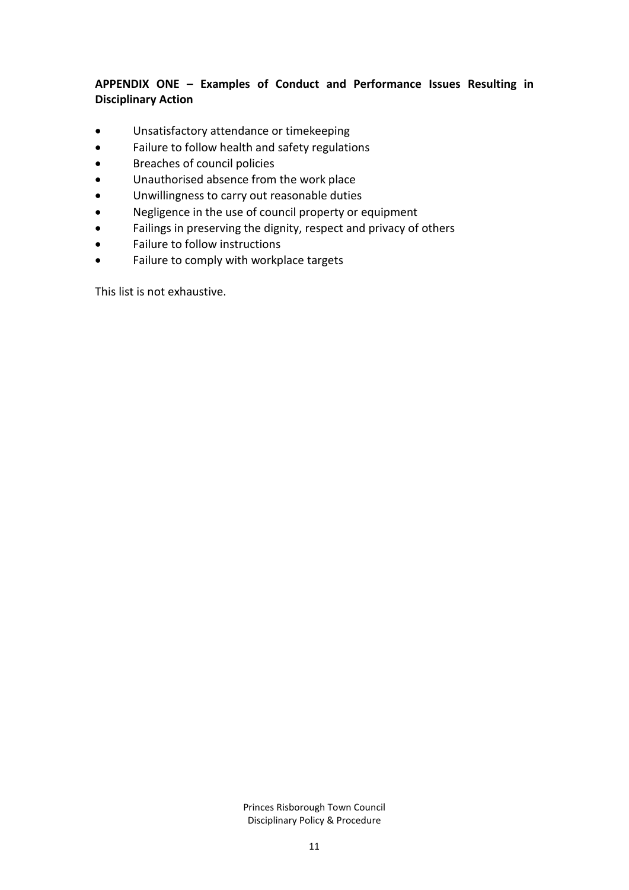**APPENDIX ONE – Examples of Conduct and Performance Issues Resulting in Disciplinary Action**

- Unsatisfactory attendance or timekeeping
- Failure to follow health and safety regulations
- Breaches of council policies
- Unauthorised absence from the work place
- Unwillingness to carry out reasonable duties
- Negligence in the use of council property or equipment
- Failings in preserving the dignity, respect and privacy of others
- Failure to follow instructions
- Failure to comply with workplace targets

This list is not exhaustive.